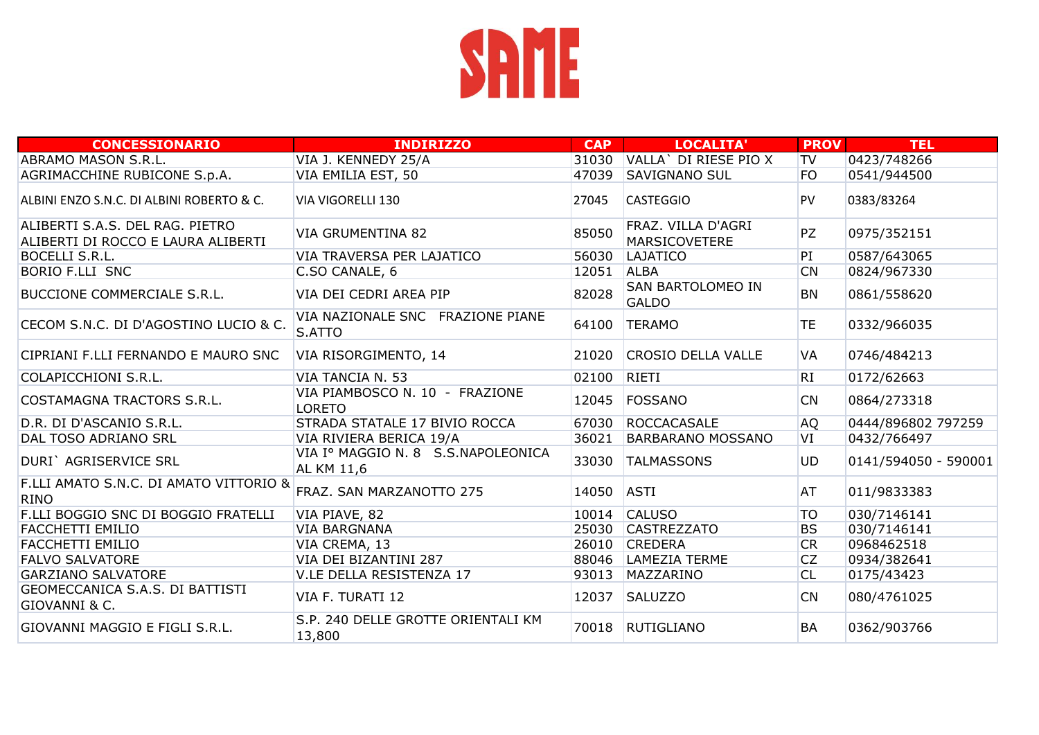# SAME

| CONCESSIONARIO | INDIRIZZO | CAP | LOCALITA' | PROV | TEL |
|---|---|---|---|---|---|
| ABRAMO MASON S.R.L. | VIA J. KENNEDY 25/A | 31030 | VALLA` DI RIESE PIO X | TV | 0423/748266 |
| AGRIMACCHINE RUBICONE S.p.A. | VIA EMILIA EST, 50 | 47039 | SAVIGNANO SUL | FO | 0541/944500 |
| ALBINI ENZO S.N.C. DI ALBINI ROBERTO & C. | VIA VIGORELLI 130 | 27045 | CASTEGGIO | PV | 0383/83264 |
| ALIBERTI S.A.S. DEL RAG. PIETRO ALIBERTI DI ROCCO E LAURA ALIBERTI | VIA GRUMENTINA 82 | 85050 | FRAZ. VILLA D'AGRI MARSICOVETERE | PZ | 0975/352151 |
| BOCELLI S.R.L. | VIA TRAVERSA PER LAJATICO | 56030 | LAJATICO | PI | 0587/643065 |
| BORIO F.LLI SNC | C.SO CANALE, 6 | 12051 | ALBA | CN | 0824/967330 |
| BUCCIONE COMMERCIALE S.R.L. | VIA DEI CEDRI AREA PIP | 82028 | SAN BARTOLOMEO IN GALDO | BN | 0861/558620 |
| CECOM S.N.C. DI D'AGOSTINO LUCIO & C. | VIA NAZIONALE SNC FRAZIONE PIANE S.ATTO | 64100 | TERAMO | TE | 0332/966035 |
| CIPRIANI F.LLI FERNANDO E MAURO SNC | VIA RISORGIMENTO, 14 | 21020 | CROSIO DELLA VALLE | VA | 0746/484213 |
| COLAPICCHIONI S.R.L. | VIA TANCIA N. 53 | 02100 | RIETI | RI | 0172/62663 |
| COSTAMAGNA TRACTORS S.R.L. | VIA PIAMBOSCO N. 10 - FRAZIONE LORETO | 12045 | FOSSANO | CN | 0864/273318 |
| D.R. DI D'ASCANIO S.R.L. | STRADA STATALE 17 BIVIO ROCCA | 67030 | ROCCACASALE | AQ | 0444/896802 797259 |
| DAL TOSO ADRIANO SRL | VIA RIVIERA BERICA 19/A | 36021 | BARBARANO MOSSANO | VI | 0432/766497 |
| DURI` AGRISERVICE SRL | VIA I° MAGGIO N. 8 S.S.NAPOLEONICA AL KM 11,6 | 33030 | TALMASSONS | UD | 0141/594050 - 590001 |
| F.LLI AMATO S.N.C. DI AMATO VITTORIO & RINO | FRAZ. SAN MARZANOTTO 275 | 14050 | ASTI | AT | 011/9833383 |
| F.LLI BOGGIO SNC DI BOGGIO FRATELLI | VIA PIAVE, 82 | 10014 | CALUSO | TO | 030/7146141 |
| FACCHETTI EMILIO | VIA BARGNANA | 25030 | CASTREZZATO | BS | 030/7146141 |
| FACCHETTI EMILIO | VIA CREMA, 13 | 26010 | CREDERA | CR | 0968462518 |
| FALVO SALVATORE | VIA DEI BIZANTINI 287 | 88046 | LAMEZIA TERME | CZ | 0934/382641 |
| GARZIANO SALVATORE | V.LE DELLA RESISTENZA 17 | 93013 | MAZZARINO | CL | 0175/43423 |
| GEOMECCANICA S.A.S. DI BATTISTI GIOVANNI & C. | VIA F. TURATI 12 | 12037 | SALUZZO | CN | 080/4761025 |
| GIOVANNI MAGGIO E FIGLI S.R.L. | S.P. 240 DELLE GROTTE ORIENTALI KM 13,800 | 70018 | RUTIGLIANO | BA | 0362/903766 |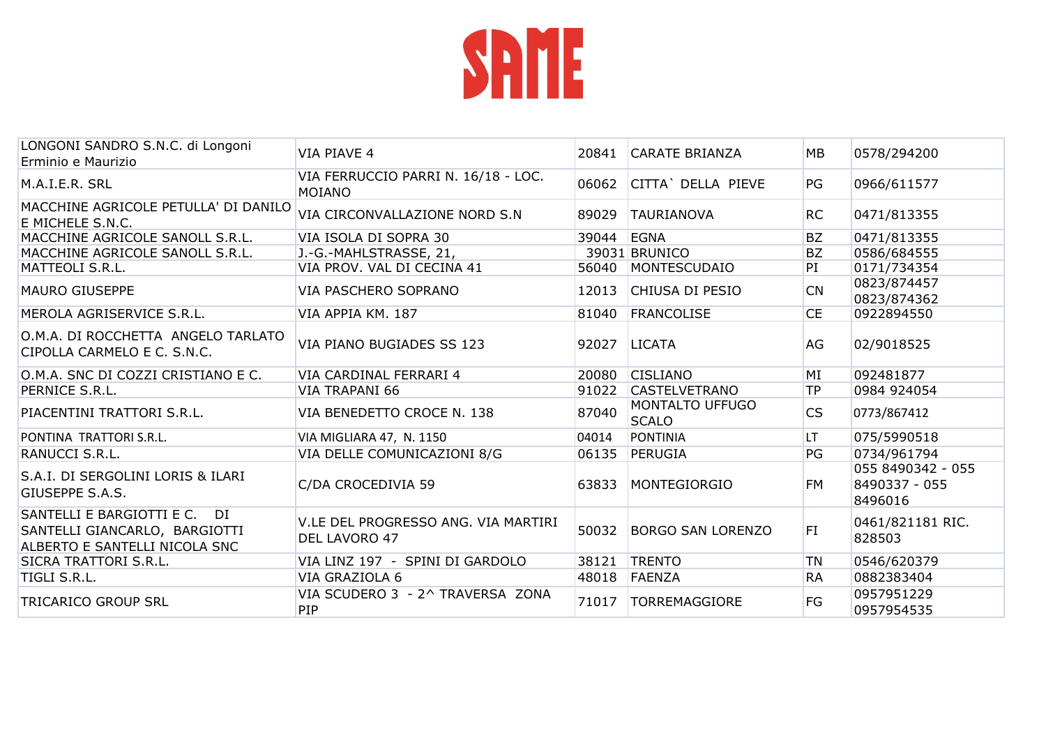SAME

| | | | | | |
|---|---|---|---|---|---|
| LONGONI SANDRO S.N.C. di Longoni Erminio e Maurizio | VIA PIAVE 4 | 20841 | CARATE BRIANZA | MB | 0578/294200 |
| M.A.I.E.R. SRL | VIA FERRUCCIO PARRI N. 16/18 - LOC. MOIANO | 06062 | CITTA` DELLA PIEVE | PG | 0966/611577 |
| MACCHINE AGRICOLE PETULLA' DI DANILO E MICHELE S.N.C. | VIA CIRCONVALLAZIONE NORD S.N | 89029 | TAURIANOVA | RC | 0471/813355 |
| MACCHINE AGRICOLE SANOLL S.R.L. | VIA ISOLA DI SOPRA 30 | 39044 | EGNA | BZ | 0471/813355 |
| MACCHINE AGRICOLE SANOLL S.R.L. | J.-G.-MAHLSTRASSE, 21, | 39031 | BRUNICO | BZ | 0586/684555 |
| MATTEOLI S.R.L. | VIA PROV. VAL DI CECINA 41 | 56040 | MONTESCUDAIO | PI | 0171/734354 |
| MAURO GIUSEPPE | VIA PASCHERO SOPRANO | 12013 | CHIUSA DI PESIO | CN | 0823/874457 0823/874362 |
| MEROLA AGRISERVICE S.R.L. | VIA APPIA KM. 187 | 81040 | FRANCOLISE | CE | 0922894550 |
| O.M.A. DI ROCCHETTA ANGELO TARLATO CIPOLLA CARMELO E C. S.N.C. | VIA PIANO BUGIADES SS 123 | 92027 | LICATA | AG | 02/9018525 |
| O.M.A. SNC DI COZZI CRISTIANO E C. | VIA CARDINAL FERRARI 4 | 20080 | CISLIANO | MI | 092481877 |
| PERNICE S.R.L. | VIA TRAPANI 66 | 91022 | CASTELVETRANO | TP | 0984 924054 |
| PIACENTINI TRATTORI S.R.L. | VIA BENEDETTO CROCE N. 138 | 87040 | MONTALTO UFFUGO SCALO | CS | 0773/867412 |
| PONTINA TRATTORI S.R.L. | VIA MIGLIARA 47, N. 1150 | 04014 | PONTINIA | LT | 075/5990518 |
| RANUCCI S.R.L. | VIA DELLE COMUNICAZIONI 8/G | 06135 | PERUGIA | PG | 0734/961794 |
| S.A.I. DI SERGOLINI LORIS & ILARI GIUSEPPE S.A.S. | C/DA CROCEDIVIA 59 | 63833 | MONTEGIORGIO | FM | 055 8490342 - 055 8490337 - 055 8496016 |
| SANTELLI E BARGIOTTI E C. DI SANTELLI GIANCARLO, BARGIOTTI ALBERTO E SANTELLI NICOLA SNC | V.LE DEL PROGRESSO ANG. VIA MARTIRI DEL LAVORO 47 | 50032 | BORGO SAN LORENZO | FI | 0461/821181 RIC. 828503 |
| SICRA TRATTORI S.R.L. | VIA LINZ 197 - SPINI DI GARDOLO | 38121 | TRENTO | TN | 0546/620379 |
| TIGLI S.R.L. | VIA GRAZIOLA 6 | 48018 | FAENZA | RA | 0882383404 |
| TRICARICO GROUP SRL | VIA SCUDERO 3 - 2^ TRAVERSA ZONA PIP | 71017 | TORREMAGGIORE | FG | 0957951229 0957954535 |